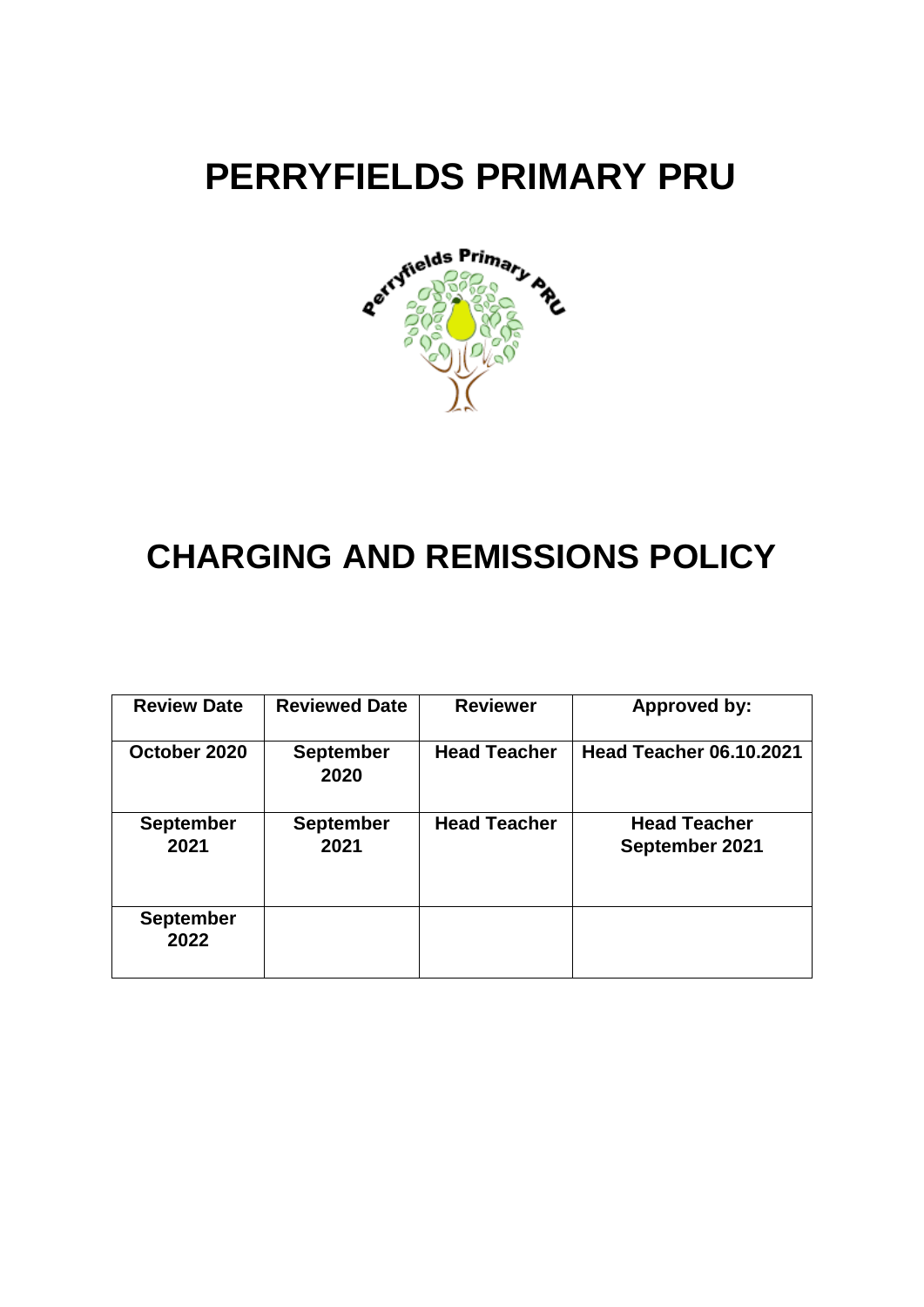# PERRYFIELDS PRIMARY PRU

# CHARGING AND REMISSIONS POLICY

| Review Date | Reviewed Date | Reviewer | Approved by: |
|---|---|---|---|
| October 2020 | September 2020 | Head Teacher | Head Teacher 06.10.2021 |
| September 2021 | September 2021 | Head Teacher | Head Teacher September 2021 |
| September 2022 | | | |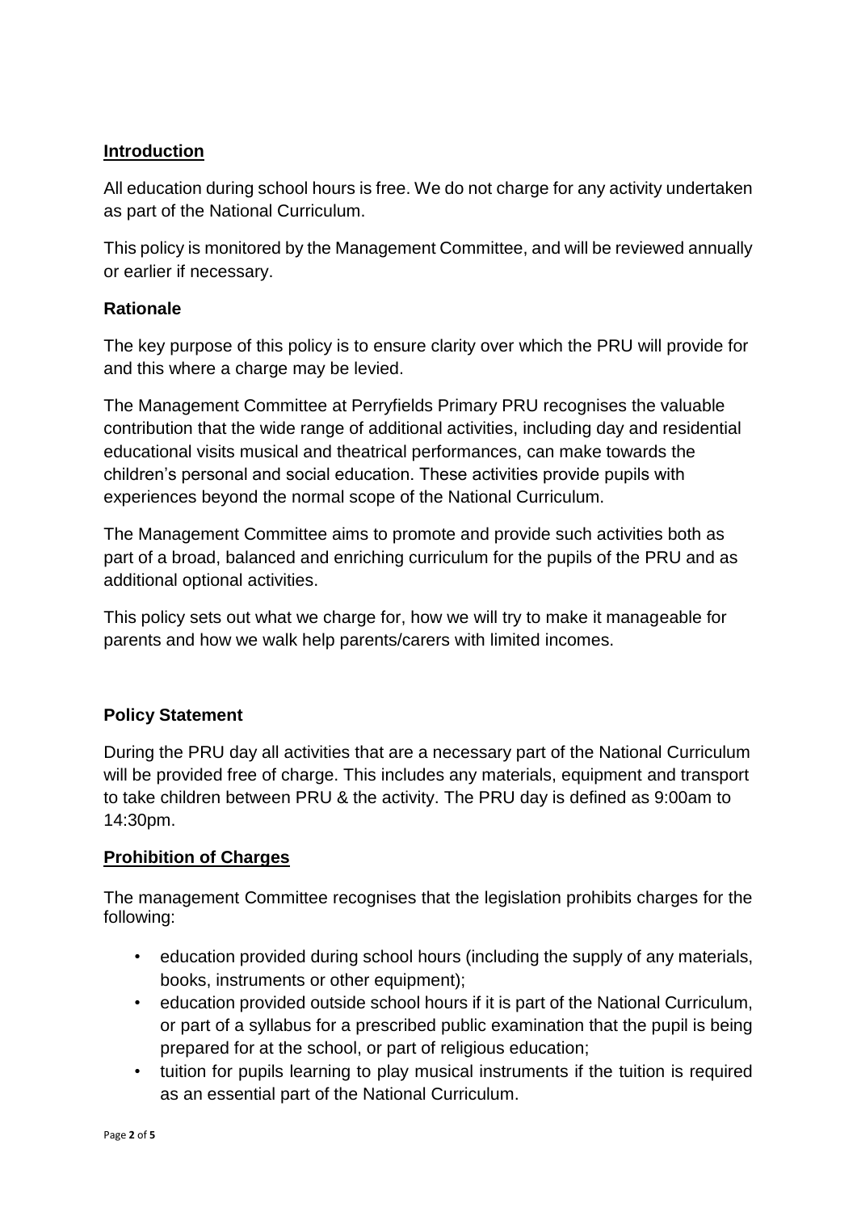## Introduction

All education during school hours is free. We do not charge for any activity undertaken as part of the National Curriculum.

This policy is monitored by the Management Committee, and will be reviewed annually or earlier if necessary.

### Rationale

The key purpose of this policy is to ensure clarity over which the PRU will provide for and this where a charge may be levied.

The Management Committee at Perryfields Primary PRU recognises the valuable contribution that the wide range of additional activities, including day and residential educational visits musical and theatrical performances, can make towards the children's personal and social education. These activities provide pupils with experiences beyond the normal scope of the National Curriculum.

The Management Committee aims to promote and provide such activities both as part of a broad, balanced and enriching curriculum for the pupils of the PRU and as additional optional activities.

This policy sets out what we charge for, how we will try to make it manageable for parents and how we walk help parents/carers with limited incomes.

### Policy Statement

During the PRU day all activities that are a necessary part of the National Curriculum will be provided free of charge. This includes any materials, equipment and transport to take children between PRU & the activity. The PRU day is defined as 9:00am to 14:30pm.

## Prohibition of Charges

The management Committee recognises that the legislation prohibits charges for the following:

- education provided during school hours (including the supply of any materials, books, instruments or other equipment);
- education provided outside school hours if it is part of the National Curriculum, or part of a syllabus for a prescribed public examination that the pupil is being prepared for at the school, or part of religious education;
- tuition for pupils learning to play musical instruments if the tuition is required as an essential part of the National Curriculum.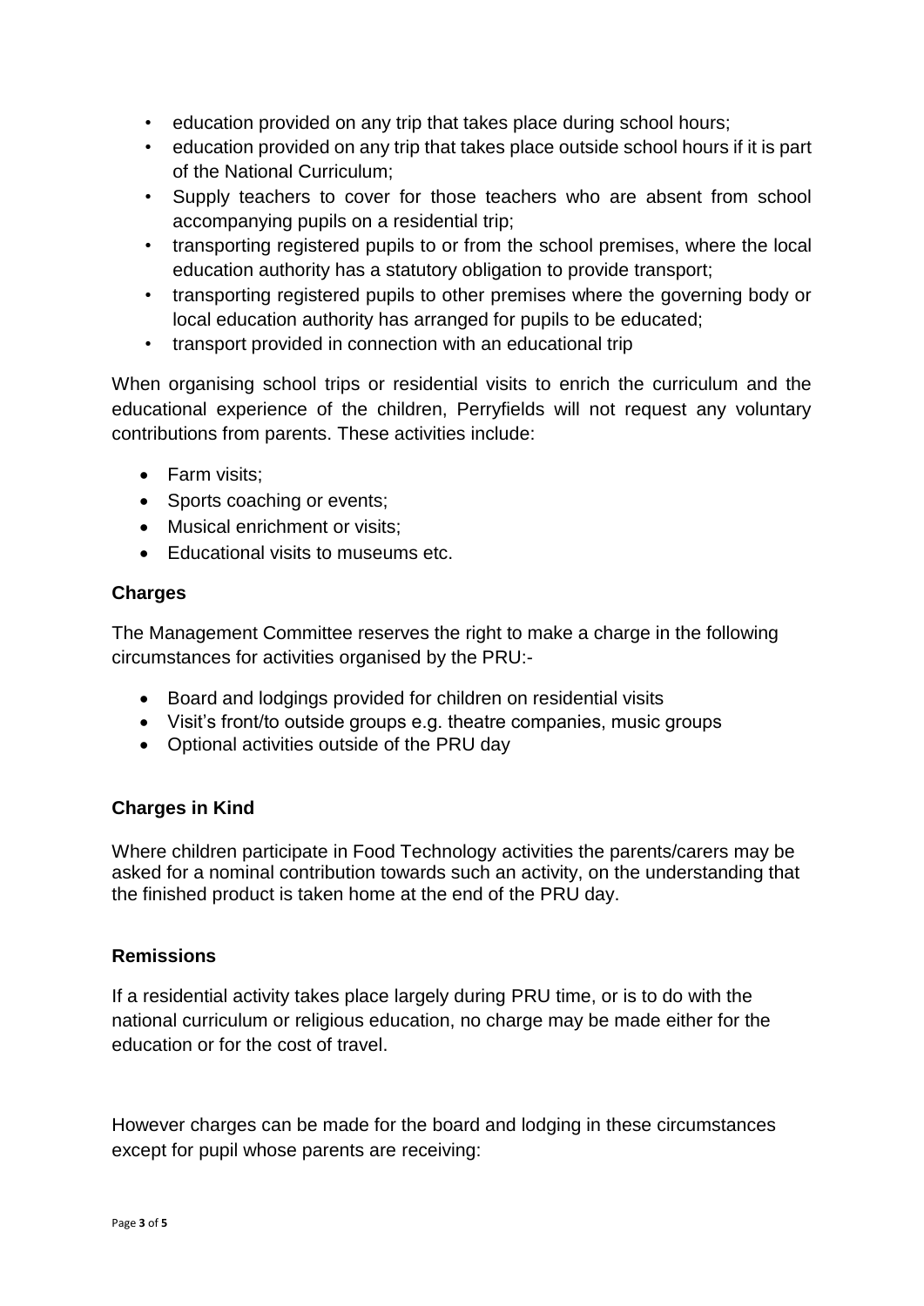- education provided on any trip that takes place during school hours;
- education provided on any trip that takes place outside school hours if it is part of the National Curriculum;
- Supply teachers to cover for those teachers who are absent from school accompanying pupils on a residential trip;
- transporting registered pupils to or from the school premises, where the local education authority has a statutory obligation to provide transport;
- transporting registered pupils to other premises where the governing body or local education authority has arranged for pupils to be educated;
- transport provided in connection with an educational trip

When organising school trips or residential visits to enrich the curriculum and the educational experience of the children, Perryfields will not request any voluntary contributions from parents. These activities include:

- Farm visits;
- Sports coaching or events;
- Musical enrichment or visits;
- Educational visits to museums etc.

**Charges**

The Management Committee reserves the right to make a charge in the following circumstances for activities organised by the PRU:-

- Board and lodgings provided for children on residential visits
- Visit's front/to outside groups e.g. theatre companies, music groups
- Optional activities outside of the PRU day

**Charges in Kind**

Where children participate in Food Technology activities the parents/carers may be asked for a nominal contribution towards such an activity, on the understanding that the finished product is taken home at the end of the PRU day.

**Remissions**

If a residential activity takes place largely during PRU time, or is to do with the national curriculum or religious education, no charge may be made either for the education or for the cost of travel.

However charges can be made for the board and lodging in these circumstances except for pupil whose parents are receiving: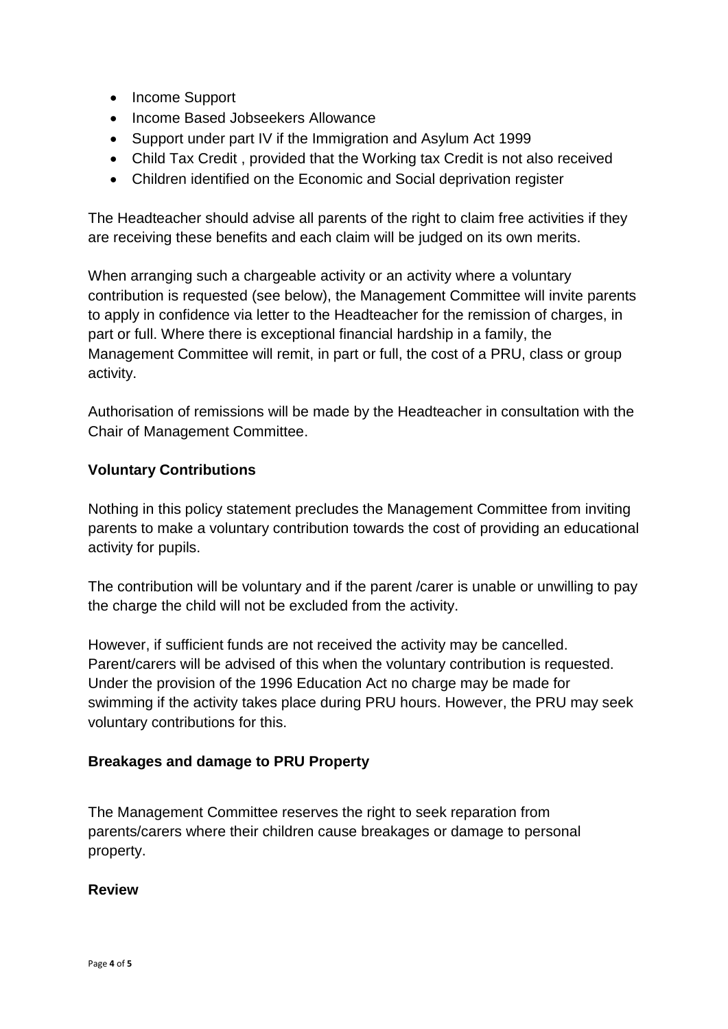- Income Support
- Income Based Jobseekers Allowance
- Support under part IV if the Immigration and Asylum Act 1999
- Child Tax Credit , provided that the Working tax Credit is not also received
- Children identified on the Economic and Social deprivation register

The Headteacher should advise all parents of the right to claim free activities if they are receiving these benefits and each claim will be judged on its own merits.

When arranging such a chargeable activity or an activity where a voluntary contribution is requested (see below), the Management Committee will invite parents to apply in confidence via letter to the Headteacher for the remission of charges, in part or full. Where there is exceptional financial hardship in a family, the Management Committee will remit, in part or full, the cost of a PRU, class or group activity.

Authorisation of remissions will be made by the Headteacher in consultation with the Chair of Management Committee.

**Voluntary Contributions**

Nothing in this policy statement precludes the Management Committee from inviting parents to make a voluntary contribution towards the cost of providing an educational activity for pupils.

The contribution will be voluntary and if the parent /carer is unable or unwilling to pay the charge the child will not be excluded from the activity.

However, if sufficient funds are not received the activity may be cancelled. Parent/carers will be advised of this when the voluntary contribution is requested. Under the provision of the 1996 Education Act no charge may be made for swimming if the activity takes place during PRU hours. However, the PRU may seek voluntary contributions for this.

**Breakages and damage to PRU Property**

The Management Committee reserves the right to seek reparation from parents/carers where their children cause breakages or damage to personal property.

**Review**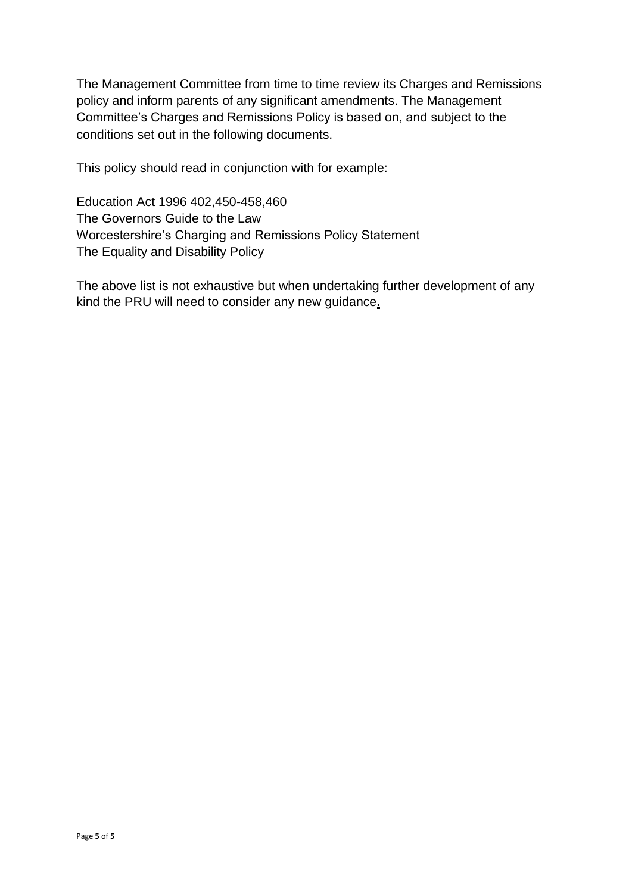The Management Committee from time to time review its Charges and Remissions policy and inform parents of any significant amendments. The Management Committee's Charges and Remissions Policy is based on, and subject to the conditions set out in the following documents.

This policy should read in conjunction with for example:

Education Act 1996 402,450-458,460
The Governors Guide to the Law
Worcestershire's Charging and Remissions Policy Statement
The Equality and Disability Policy

The above list is not exhaustive but when undertaking further development of any kind the PRU will need to consider any new guidance.